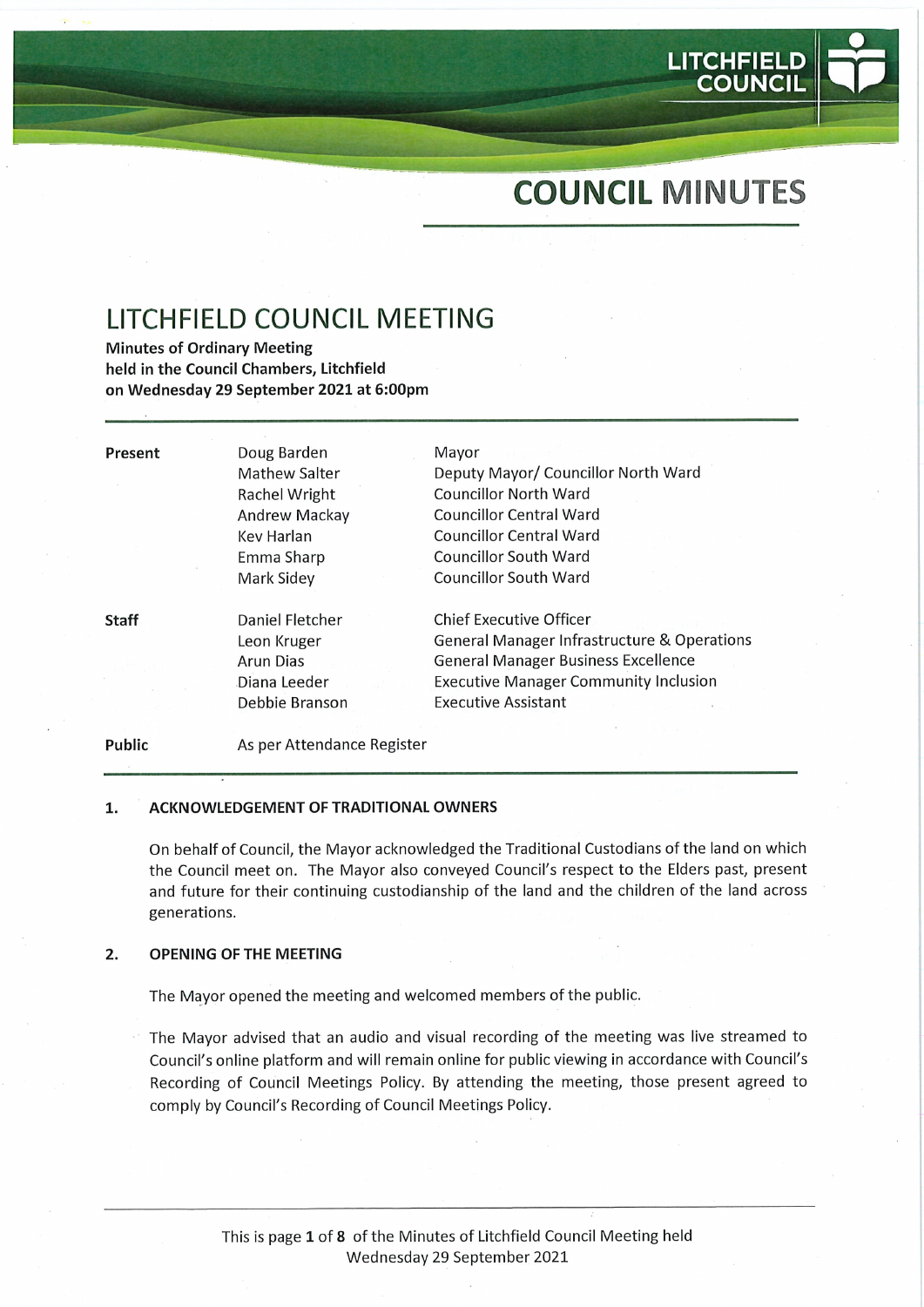# COUNCIL MINUTES

## LITCHFIELD COUNCIL MEETING

**Minutes of Ordinary Meeting**
**held in the Council Chambers, Litchfield**
**on Wednesday 29 September 2021 at 6:00pm**

| | | |
|---|---|---|
| **Present** | Doug Barden | Mayor |
| | Mathew Salter | Deputy Mayor/ Councillor North Ward |
| | Rachel Wright | Councillor North Ward |
| | Andrew Mackay | Councillor Central Ward |
| | Kev Harlan | Councillor Central Ward |
| | Emma Sharp | Councillor South Ward |
| | Mark Sidey | Councillor South Ward |
| **Staff** | Daniel Fletcher | Chief Executive Officer |
| | Leon Kruger | General Manager Infrastructure & Operations |
| | Arun Dias | General Manager Business Excellence |
| | Diana Leeder | Executive Manager Community Inclusion |
| | Debbie Branson | Executive Assistant |
| **Public** | As per Attendance Register | |

### 1. ACKNOWLEDGEMENT OF TRADITIONAL OWNERS

On behalf of Council, the Mayor acknowledged the Traditional Custodians of the land on which the Council meet on. The Mayor also conveyed Council's respect to the Elders past, present and future for their continuing custodianship of the land and the children of the land across generations.

### 2. OPENING OF THE MEETING

The Mayor opened the meeting and welcomed members of the public.

The Mayor advised that an audio and visual recording of the meeting was live streamed to Council's online platform and will remain online for public viewing in accordance with Council's Recording of Council Meetings Policy. By attending the meeting, those present agreed to comply by Council's Recording of Council Meetings Policy.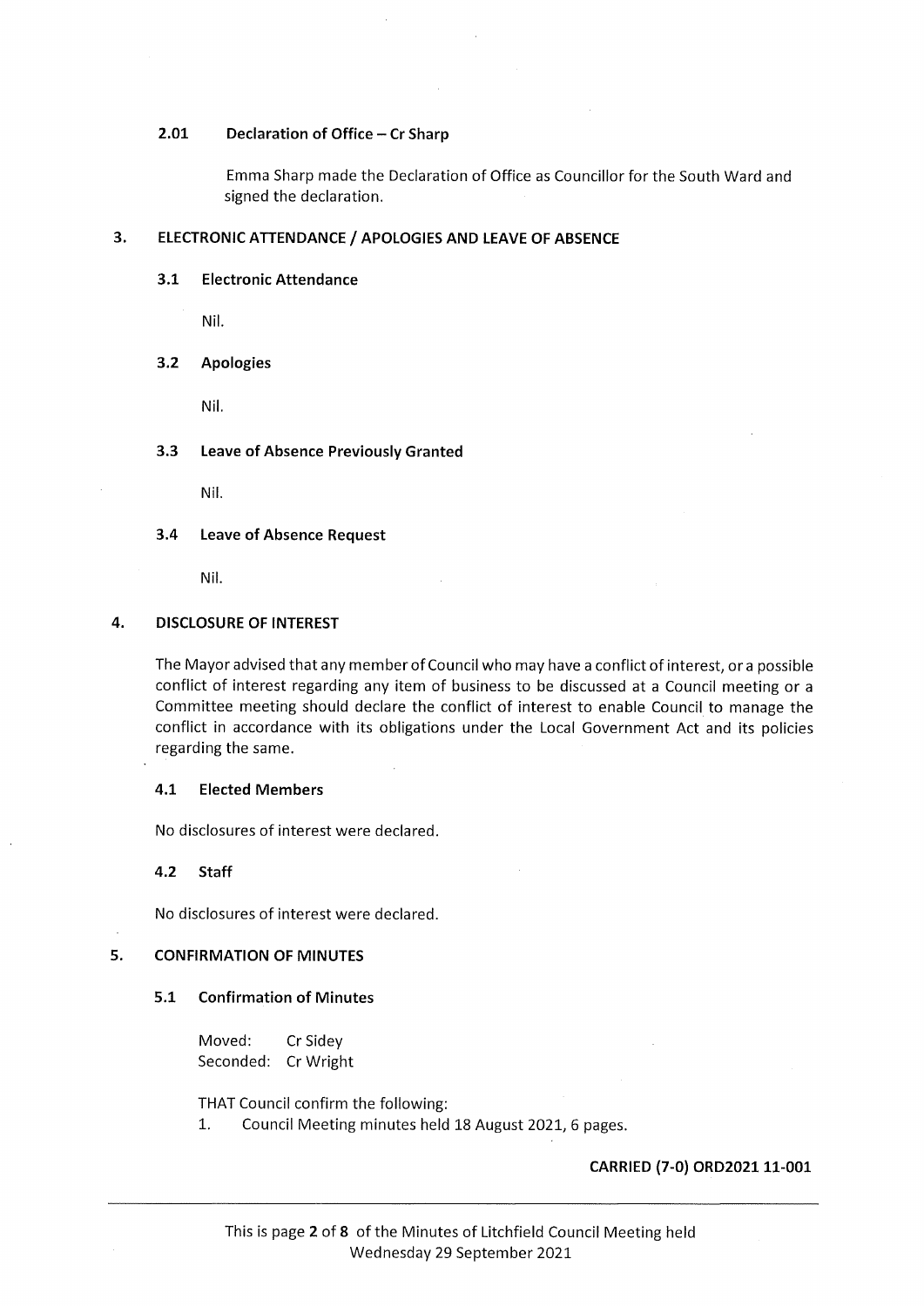#### 2.01 Declaration of Office – Cr Sharp

Emma Sharp made the Declaration of Office as Councillor for the South Ward and signed the declaration.

## 3. ELECTRONIC ATTENDANCE / APOLOGIES AND LEAVE OF ABSENCE

### 3.1 Electronic Attendance

Nil.

### 3.2 Apologies

Nil.

### 3.3 Leave of Absence Previously Granted

Nil.

### 3.4 Leave of Absence Request

Nil.

## 4. DISCLOSURE OF INTEREST

The Mayor advised that any member of Council who may have a conflict of interest, or a possible conflict of interest regarding any item of business to be discussed at a Council meeting or a Committee meeting should declare the conflict of interest to enable Council to manage the conflict in accordance with its obligations under the Local Government Act and its policies regarding the same.

### 4.1 Elected Members

No disclosures of interest were declared.

### 4.2 Staff

No disclosures of interest were declared.

## 5. CONFIRMATION OF MINUTES

### 5.1 Confirmation of Minutes

Moved: Cr Sidey
Seconded: Cr Wright

THAT Council confirm the following:

1. Council Meeting minutes held 18 August 2021, 6 pages.

**CARRIED (7-0) ORD2021 11-001**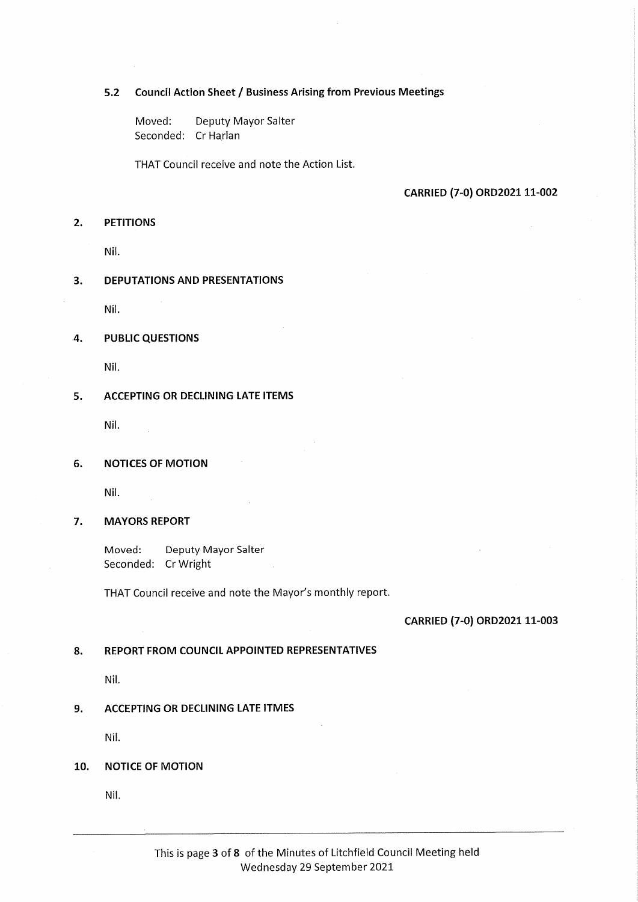### 5.2 Council Action Sheet / Business Arising from Previous Meetings

Moved: Deputy Mayor Salter
Seconded: Cr Harlan

THAT Council receive and note the Action List.

**CARRIED (7-0) ORD2021 11-002**

## 2. PETITIONS

Nil.

## 3. DEPUTATIONS AND PRESENTATIONS

Nil.

## 4. PUBLIC QUESTIONS

Nil.

## 5. ACCEPTING OR DECLINING LATE ITEMS

Nil.

## 6. NOTICES OF MOTION

Nil.

## 7. MAYORS REPORT

Moved: Deputy Mayor Salter
Seconded: Cr Wright

THAT Council receive and note the Mayor's monthly report.

**CARRIED (7-0) ORD2021 11-003**

## 8. REPORT FROM COUNCIL APPOINTED REPRESENTATIVES

Nil.

## 9. ACCEPTING OR DECLINING LATE ITMES

Nil.

## 10. NOTICE OF MOTION

Nil.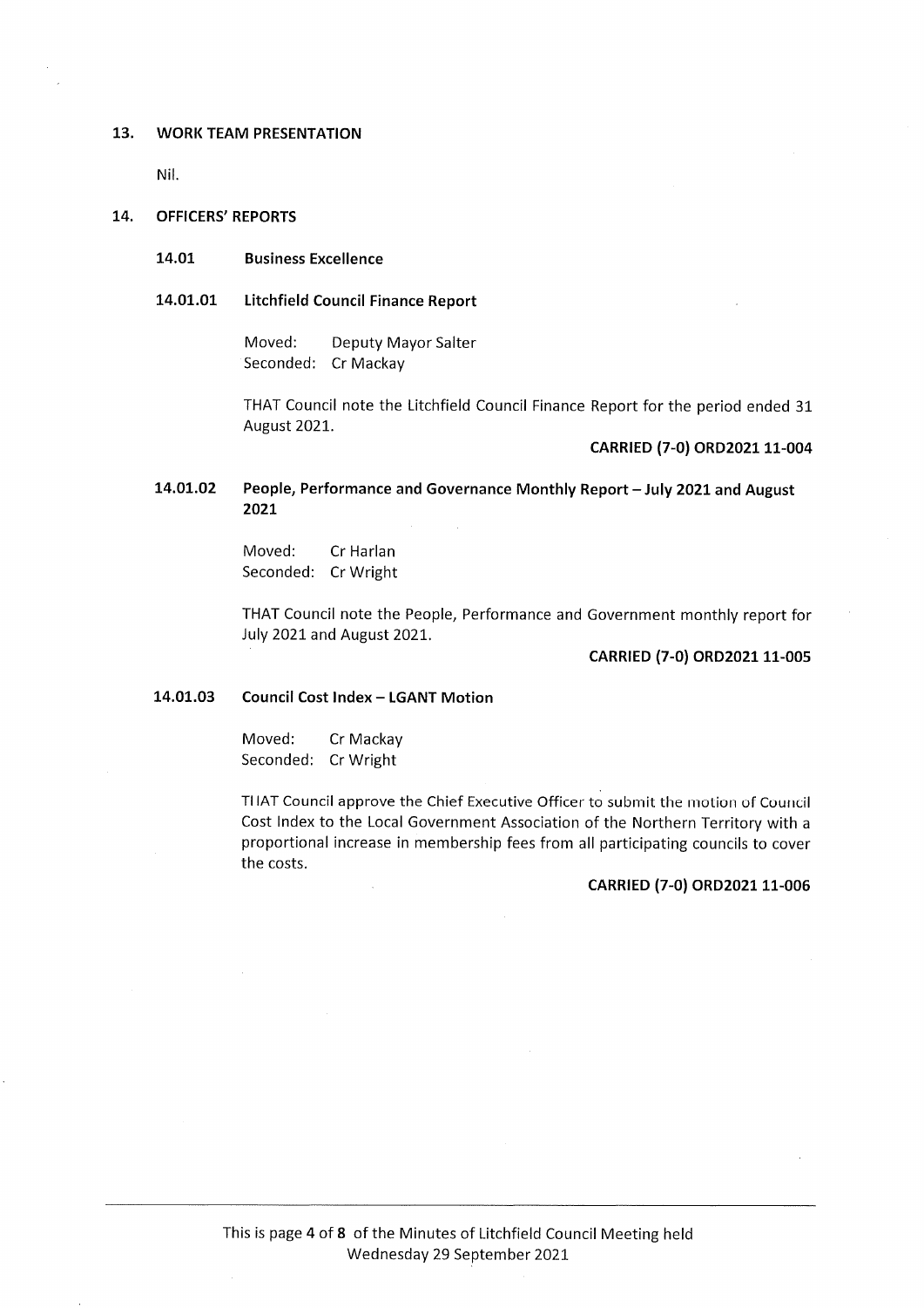## 13. WORK TEAM PRESENTATION

Nil.

## 14. OFFICERS' REPORTS

### 14.01 Business Excellence

### 14.01.01 Litchfield Council Finance Report

Moved: Deputy Mayor Salter
Seconded: Cr Mackay

THAT Council note the Litchfield Council Finance Report for the period ended 31 August 2021.

**CARRIED (7-0) ORD2021 11-004**

### 14.01.02 People, Performance and Governance Monthly Report – July 2021 and August 2021

Moved: Cr Harlan
Seconded: Cr Wright

THAT Council note the People, Performance and Government monthly report for July 2021 and August 2021.

**CARRIED (7-0) ORD2021 11-005**

### 14.01.03 Council Cost Index – LGANT Motion

Moved: Cr Mackay
Seconded: Cr Wright

THAT Council approve the Chief Executive Officer to submit the motion of Council Cost Index to the Local Government Association of the Northern Territory with a proportional increase in membership fees from all participating councils to cover the costs.

**CARRIED (7-0) ORD2021 11-006**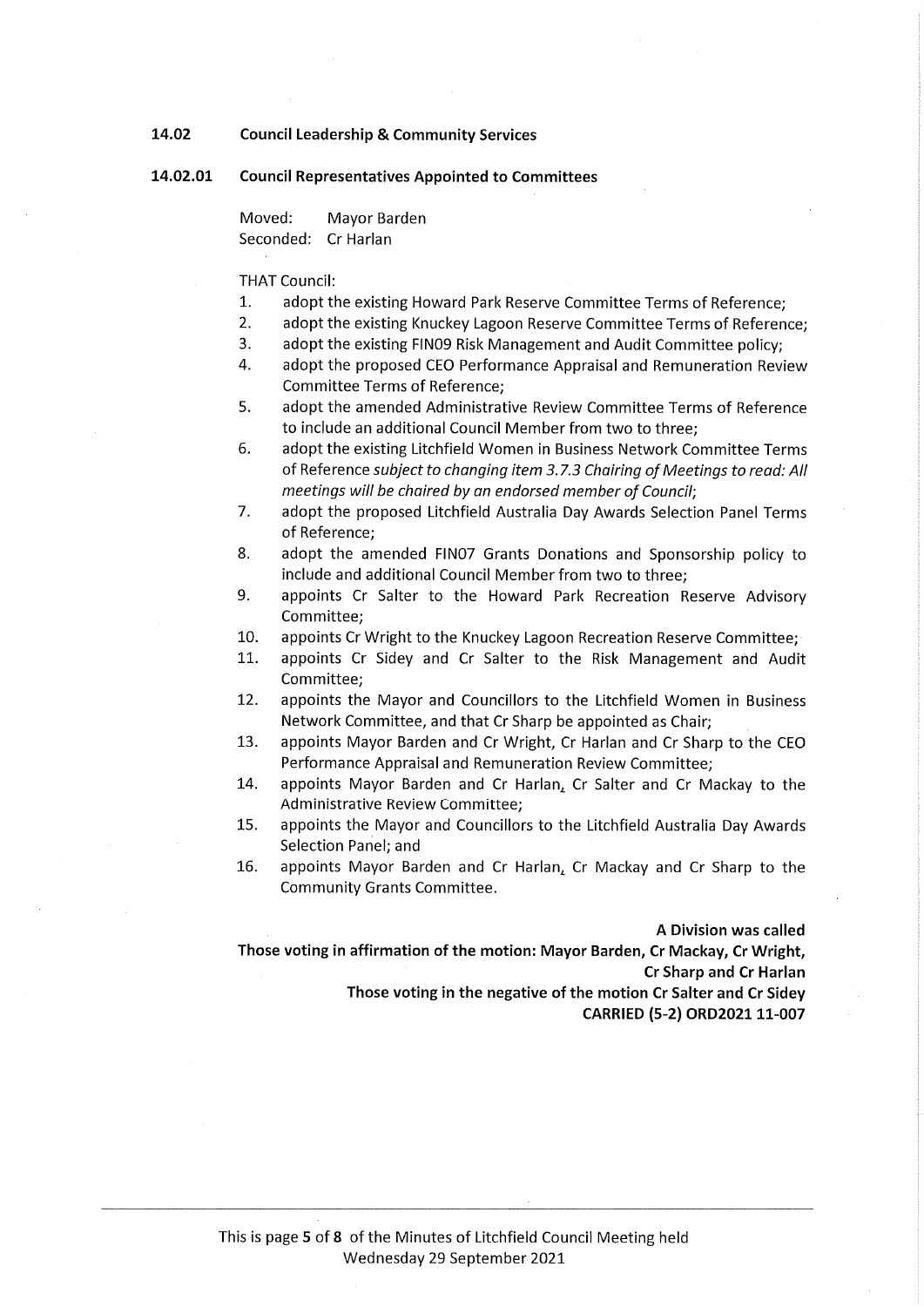## 14.02 Council Leadership & Community Services

### 14.02.01 Council Representatives Appointed to Committees

Moved: Mayor Barden
Seconded: Cr Harlan

THAT Council:

1. adopt the existing Howard Park Reserve Committee Terms of Reference;
2. adopt the existing Knuckey Lagoon Reserve Committee Terms of Reference;
3. adopt the existing FIN09 Risk Management and Audit Committee policy;
4. adopt the proposed CEO Performance Appraisal and Remuneration Review Committee Terms of Reference;
5. adopt the amended Administrative Review Committee Terms of Reference to include an additional Council Member from two to three;
6. adopt the existing Litchfield Women in Business Network Committee Terms of Reference *subject to changing item 3.7.3 Chairing of Meetings to read: All meetings will be chaired by an endorsed member of Council*;
7. adopt the proposed Litchfield Australia Day Awards Selection Panel Terms of Reference;
8. adopt the amended FIN07 Grants Donations and Sponsorship policy to include and additional Council Member from two to three;
9. appoints Cr Salter to the Howard Park Recreation Reserve Advisory Committee;
10. appoints Cr Wright to the Knuckey Lagoon Recreation Reserve Committee;
11. appoints Cr Sidey and Cr Salter to the Risk Management and Audit Committee;
12. appoints the Mayor and Councillors to the Litchfield Women in Business Network Committee, and that Cr Sharp be appointed as Chair;
13. appoints Mayor Barden and Cr Wright, Cr Harlan and Cr Sharp to the CEO Performance Appraisal and Remuneration Review Committee;
14. appoints Mayor Barden and Cr Harlan, Cr Salter and Cr Mackay to the Administrative Review Committee;
15. appoints the Mayor and Councillors to the Litchfield Australia Day Awards Selection Panel; and
16. appoints Mayor Barden and Cr Harlan, Cr Mackay and Cr Sharp to the Community Grants Committee.

**A Division was called**

**Those voting in affirmation of the motion: Mayor Barden, Cr Mackay, Cr Wright, Cr Sharp and Cr Harlan**

**Those voting in the negative of the motion Cr Salter and Cr Sidey**

**CARRIED (5-2) ORD2021 11-007**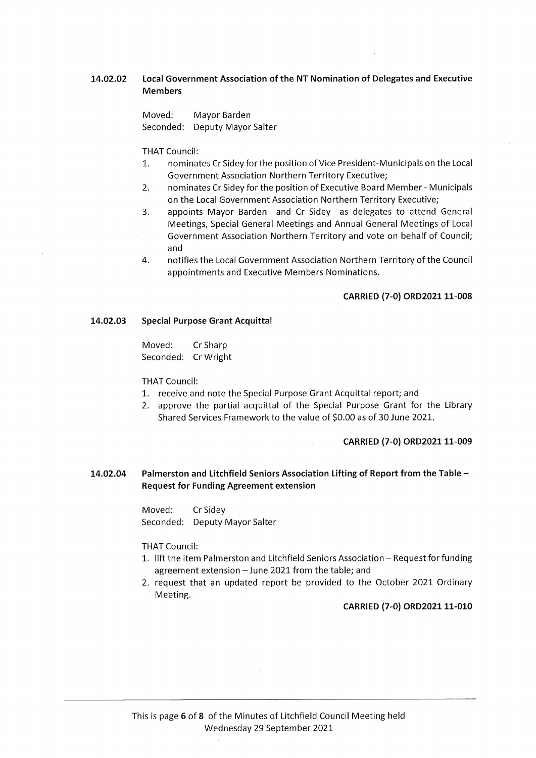### 14.02.02 Local Government Association of the NT Nomination of Delegates and Executive Members

Moved: Mayor Barden
Seconded: Deputy Mayor Salter

THAT Council:

1. nominates Cr Sidey for the position of Vice President-Municipals on the Local Government Association Northern Territory Executive;
2. nominates Cr Sidey for the position of Executive Board Member - Municipals on the Local Government Association Northern Territory Executive;
3. appoints Mayor Barden and Cr Sidey as delegates to attend General Meetings, Special General Meetings and Annual General Meetings of Local Government Association Northern Territory and vote on behalf of Council; and
4. notifies the Local Government Association Northern Territory of the Council appointments and Executive Members Nominations.

**CARRIED (7-0) ORD2021 11-008**

### 14.02.03 Special Purpose Grant Acquittal

Moved: Cr Sharp
Seconded: Cr Wright

THAT Council:

1. receive and note the Special Purpose Grant Acquittal report; and
2. approve the partial acquittal of the Special Purpose Grant for the Library Shared Services Framework to the value of $0.00 as of 30 June 2021.

**CARRIED (7-0) ORD2021 11-009**

### 14.02.04 Palmerston and Litchfield Seniors Association Lifting of Report from the Table – Request for Funding Agreement extension

Moved: Cr Sidey
Seconded: Deputy Mayor Salter

THAT Council:

1. lift the item Palmerston and Litchfield Seniors Association – Request for funding agreement extension – June 2021 from the table; and
2. request that an updated report be provided to the October 2021 Ordinary Meeting.

**CARRIED (7-0) ORD2021 11-010**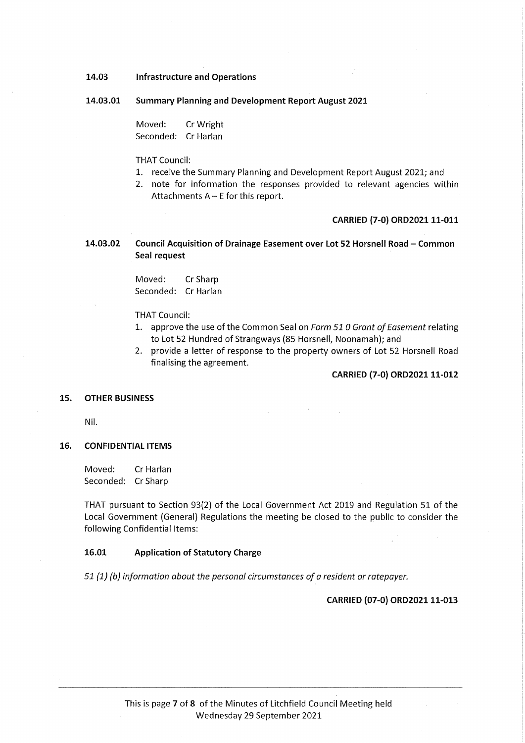### 14.03 Infrastructure and Operations

#### 14.03.01 Summary Planning and Development Report August 2021

Moved: Cr Wright
Seconded: Cr Harlan

THAT Council:

1. receive the Summary Planning and Development Report August 2021; and
2. note for information the responses provided to relevant agencies within Attachments A – E for this report.

**CARRIED (7-0) ORD2021 11-011**

#### 14.03.02 Council Acquisition of Drainage Easement over Lot 52 Horsnell Road – Common Seal request

Moved: Cr Sharp
Seconded: Cr Harlan

THAT Council:

1. approve the use of the Common Seal on *Form 51 0 Grant of Easement* relating to Lot 52 Hundred of Strangways (85 Horsnell, Noonamah); and
2. provide a letter of response to the property owners of Lot 52 Horsnell Road finalising the agreement.

**CARRIED (7-0) ORD2021 11-012**

## 15. OTHER BUSINESS

Nil.

## 16. CONFIDENTIAL ITEMS

Moved: Cr Harlan
Seconded: Cr Sharp

THAT pursuant to Section 93(2) of the Local Government Act 2019 and Regulation 51 of the Local Government (General) Regulations the meeting be closed to the public to consider the following Confidential Items:

### 16.01 Application of Statutory Charge

*51 (1) (b) information about the personal circumstances of a resident or ratepayer.*

**CARRIED (07-0) ORD2021 11-013**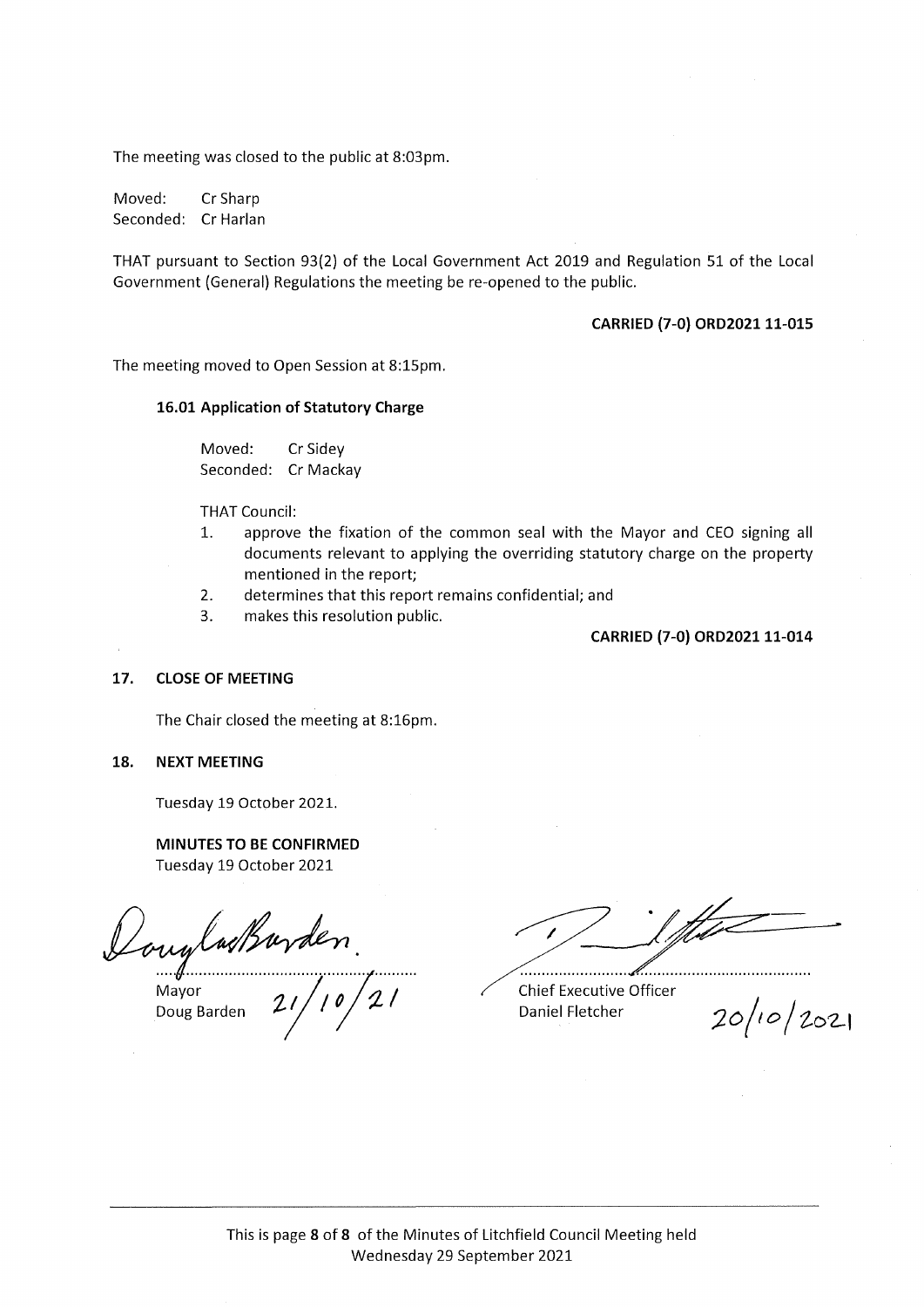The meeting was closed to the public at 8:03pm.

Moved: Cr Sharp
Seconded: Cr Harlan

THAT pursuant to Section 93(2) of the Local Government Act 2019 and Regulation 51 of the Local Government (General) Regulations the meeting be re-opened to the public.

**CARRIED (7-0) ORD2021 11-015**

The meeting moved to Open Session at 8:15pm.

### 16.01 Application of Statutory Charge

Moved: Cr Sidey
Seconded: Cr Mackay

THAT Council:

1. approve the fixation of the common seal with the Mayor and CEO signing all documents relevant to applying the overriding statutory charge on the property mentioned in the report;
2. determines that this report remains confidential; and
3. makes this resolution public.

**CARRIED (7-0) ORD2021 11-014**

## 17. CLOSE OF MEETING

The Chair closed the meeting at 8:16pm.

## 18. NEXT MEETING

Tuesday 19 October 2021.

**MINUTES TO BE CONFIRMED**
Tuesday 19 October 2021

Douglas Barden
Mayor
Doug Barden 21/10/21

Chief Executive Officer
Daniel Fletcher 20/10/2021

This is page **8** of **8** of the Minutes of Litchfield Council Meeting held Wednesday 29 September 2021